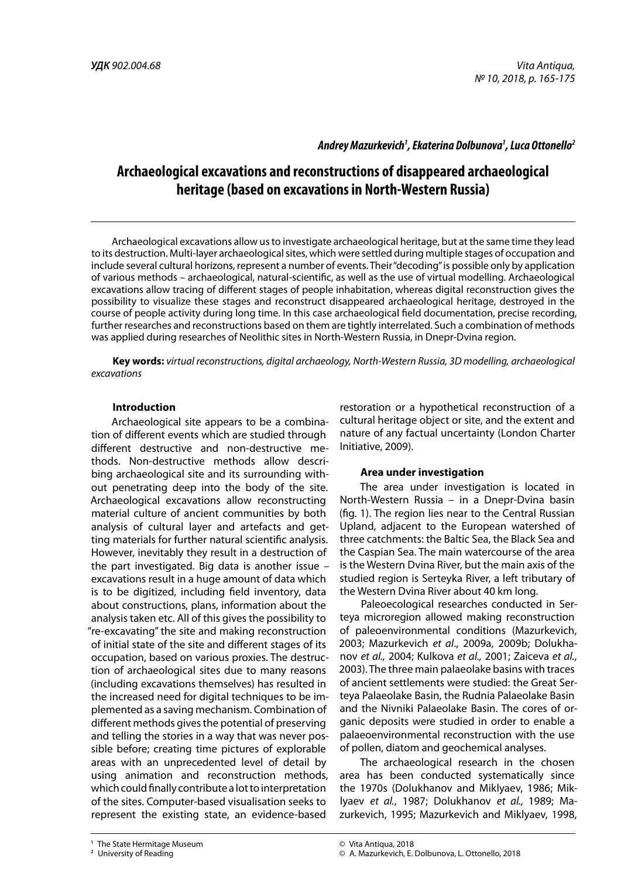**УДК** *902.004.68*

*Andrey Mazurkevich[1], Ekaterina Dolbunova[1], Luca Ottonello[2]*

# Archaeological excavations and reconstructions of disappeared archaeological heritage (based on excavations in North-Western Russia)

Archaeological excavations allow us to investigate archaeological heritage, but at the same time they lead to its destruction. Multi-layer archaeological sites, which were settled during multiple stages of occupation and include several cultural horizons, represent a number of events. Their "decoding" is possible only by application of various methods – archaeological, natural-scientific, as well as the use of virtual modelling. Archaeological excavations allow tracing of different stages of people inhabitation, whereas digital reconstruction gives the possibility to visualize these stages and reconstruct disappeared archaeological heritage, destroyed in the course of people activity during long time. In this case archaeological field documentation, precise recording, further researches and reconstructions based on them are tightly interrelated. Such a combination of methods was applied during researches of Neolithic sites in North-Western Russia, in Dnepr-Dvina region.

**Key words:** *virtual reconstructions, digital archaeology, North-Western Russia, 3D modelling, archaeological excavations*

## Introduction

Archaeological site appears to be a combination of different events which are studied through different destructive and non-destructive methods. Non-destructive methods allow describing archaeological site and its surrounding without penetrating deep into the body of the site. Archaeological excavations allow reconstructing material culture of ancient communities by both analysis of cultural layer and artefacts and getting materials for further natural scientific analysis. However, inevitably they result in a destruction of the part investigated. Big data is another issue – excavations result in a huge amount of data which is to be digitized, including field inventory, data about constructions, plans, information about the analysis taken etc. All of this gives the possibility to "re-excavating" the site and making reconstruction of initial state of the site and different stages of its occupation, based on various proxies. The destruction of archaeological sites due to many reasons (including excavations themselves) has resulted in the increased need for digital techniques to be implemented as a saving mechanism. Combination of different methods gives the potential of preserving and telling the stories in a way that was never possible before; creating time pictures of explorable areas with an unprecedented level of detail by using animation and reconstruction methods, which could finally contribute a lot to interpretation of the sites. Computer-based visualisation seeks to represent the existing state, an evidence-based restoration or a hypothetical reconstruction of a cultural heritage object or site, and the extent and nature of any factual uncertainty (London Charter Initiative, 2009).

## Area under investigation

The area under investigation is located in North-Western Russia – in a Dnepr-Dvina basin (fig. 1). The region lies near to the Central Russian Upland, adjacent to the European watershed of three catchments: the Baltic Sea, the Black Sea and the Caspian Sea. The main watercourse of the area is the Western Dvina River, but the main axis of the studied region is Serteyka River, a left tributary of the Western Dvina River about 40 km long.

Paleoecological researches conducted in Serteya microregion allowed making reconstruction of paleoenvironmental conditions (Mazurkevich, 2003; Mazurkevich *et al*., 2009a, 2009b; Dolukhanov *et al.,* 2004; Kulkova *et al.,* 2001; Zaiceva *et al*., 2003). The three main palaeolake basins with traces of ancient settlements were studied: the Great Serteya Palaeolake Basin, the Rudnia Palaeolake Basin and the Nivniki Palaeolake Basin. The cores of organic deposits were studied in order to enable a palaeoenvironmental reconstruction with the use of pollen, diatom and geochemical analyses.

The archaeological research in the chosen area has been conducted systematically since the 1970s (Dolukhanov and Miklyaev, 1986; Miklyaev *et al.*, 1987; Dolukhanov *et al.,* 1989; Mazurkevich, 1995; Mazurkevich and Miklyaev, 1998,

[1] The State Hermitage Museum
[2] University of Reading

© Vita Antiqua, 2018
© A. Mazurkevich, E. Dolbunova, L. Ottonello, 2018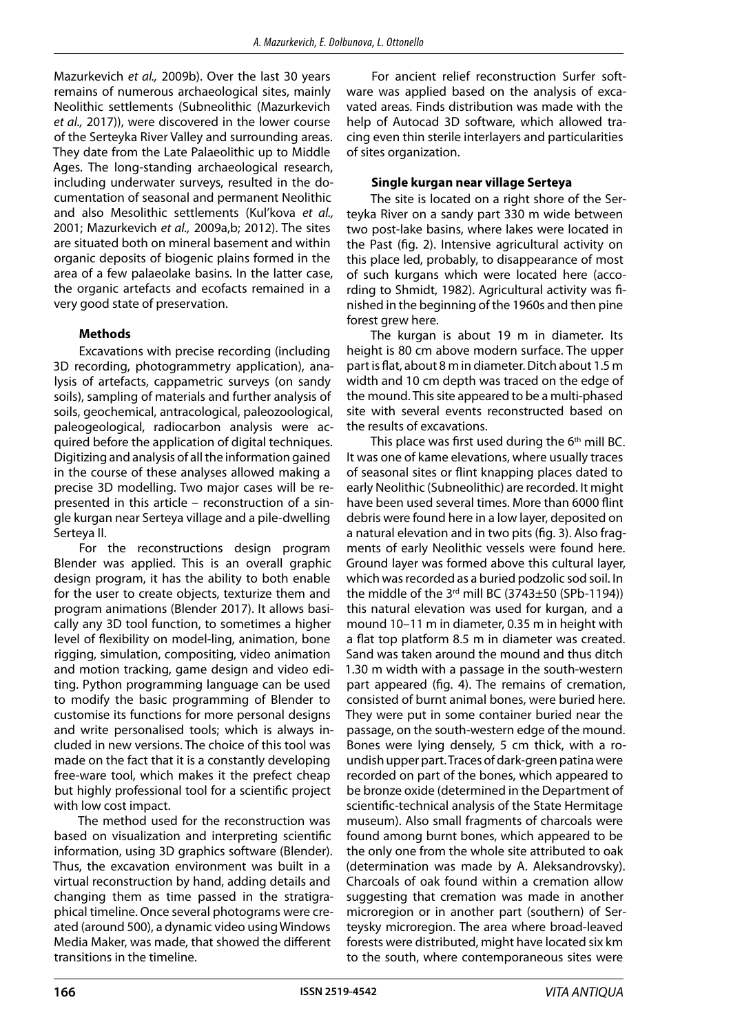Mazurkevich *et al.,* 2009b). Over the last 30 years remains of numerous archaeological sites, mainly Neolithic settlements (Subneolithic (Mazurkevich *et al.,* 2017)), were discovered in the lower course of the Serteyka River Valley and surrounding areas. They date from the Late Palaeolithic up to Middle Ages. The long-standing archaeological research, including underwater surveys, resulted in the documentation of seasonal and permanent Neolithic and also Mesolithic settlements (Kul'kova *et al.,* 2001; Mazurkevich *et al.,* 2009a,b; 2012). The sites are situated both on mineral basement and within organic deposits of biogenic plains formed in the area of a few palaeolake basins. In the latter case, the organic artefacts and ecofacts remained in a very good state of preservation.

### Methods

Excavations with precise recording (including 3D recording, photogrammetry application), analysis of artefacts, cappametric surveys (on sandy soils), sampling of materials and further analysis of soils, geochemical, antracological, paleozoological, paleogeological, radiocarbon analysis were acquired before the application of digital techniques. Digitizing and analysis of all the information gained in the course of these analyses allowed making a precise 3D modelling. Two major cases will be represented in this article – reconstruction of a single kurgan near Serteya village and a pile-dwelling Serteya II.

For the reconstructions design program Blender was applied. This is an overall graphic design program, it has the ability to both enable for the user to create objects, texturize them and program animations (Blender 2017). It allows basically any 3D tool function, to sometimes a higher level of flexibility on model-ling, animation, bone rigging, simulation, compositing, video animation and motion tracking, game design and video editing. Python programming language can be used to modify the basic programming of Blender to customise its functions for more personal designs and write personalised tools; which is always included in new versions. The choice of this tool was made on the fact that it is a constantly developing free-ware tool, which makes it the prefect cheap but highly professional tool for a scientific project with low cost impact.

The method used for the reconstruction was based on visualization and interpreting scientific information, using 3D graphics software (Blender). Thus, the excavation environment was built in a virtual reconstruction by hand, adding details and changing them as time passed in the stratigraphical timeline. Once several photograms were created (around 500), a dynamic video using Windows Media Maker, was made, that showed the different transitions in the timeline.

For ancient relief reconstruction Surfer software was applied based on the analysis of excavated areas. Finds distribution was made with the help of Autocad 3D software, which allowed tracing even thin sterile interlayers and particularities of sites organization.

### Single kurgan near village Serteya

The site is located on a right shore of the Serteyka River on a sandy part 330 m wide between two post-lake basins, where lakes were located in the Past (fig. 2). Intensive agricultural activity on this place led, probably, to disappearance of most of such kurgans which were located here (according to Shmidt, 1982). Agricultural activity was finished in the beginning of the 1960s and then pine forest grew here.

The kurgan is about 19 m in diameter. Its height is 80 cm above modern surface. The upper part is flat, about 8 m in diameter. Ditch about 1.5 m width and 10 cm depth was traced on the edge of the mound. This site appeared to be a multi-phased site with several events reconstructed based on the results of excavations.

This place was first used during the 6th mill BC. It was one of kame elevations, where usually traces of seasonal sites or flint knapping places dated to early Neolithic (Subneolithic) are recorded. It might have been used several times. More than 6000 flint debris were found here in a low layer, deposited on a natural elevation and in two pits (fig. 3). Also fragments of early Neolithic vessels were found here. Ground layer was formed above this cultural layer, which was recorded as a buried podzolic sod soil. In the middle of the 3rd mill BC (3743±50 (SPb-1194)) this natural elevation was used for kurgan, and a mound 10–11 m in diameter, 0.35 m in height with a flat top platform 8.5 m in diameter was created. Sand was taken around the mound and thus ditch 1.30 m width with a passage in the south-western part appeared (fig. 4). The remains of cremation, consisted of burnt animal bones, were buried here. They were put in some container buried near the passage, on the south-western edge of the mound. Bones were lying densely, 5 cm thick, with a roundish upper part. Traces of dark-green patina were recorded on part of the bones, which appeared to be bronze oxide (determined in the Department of scientific-technical analysis of the State Hermitage museum). Also small fragments of charcoals were found among burnt bones, which appeared to be the only one from the whole site attributed to oak (determination was made by A. Aleksandrovsky). Charcoals of oak found within a cremation allow suggesting that cremation was made in another microregion or in another part (southern) of Serteysky microregion. The area where broad-leaved forests were distributed, might have located six km to the south, where contemporaneous sites were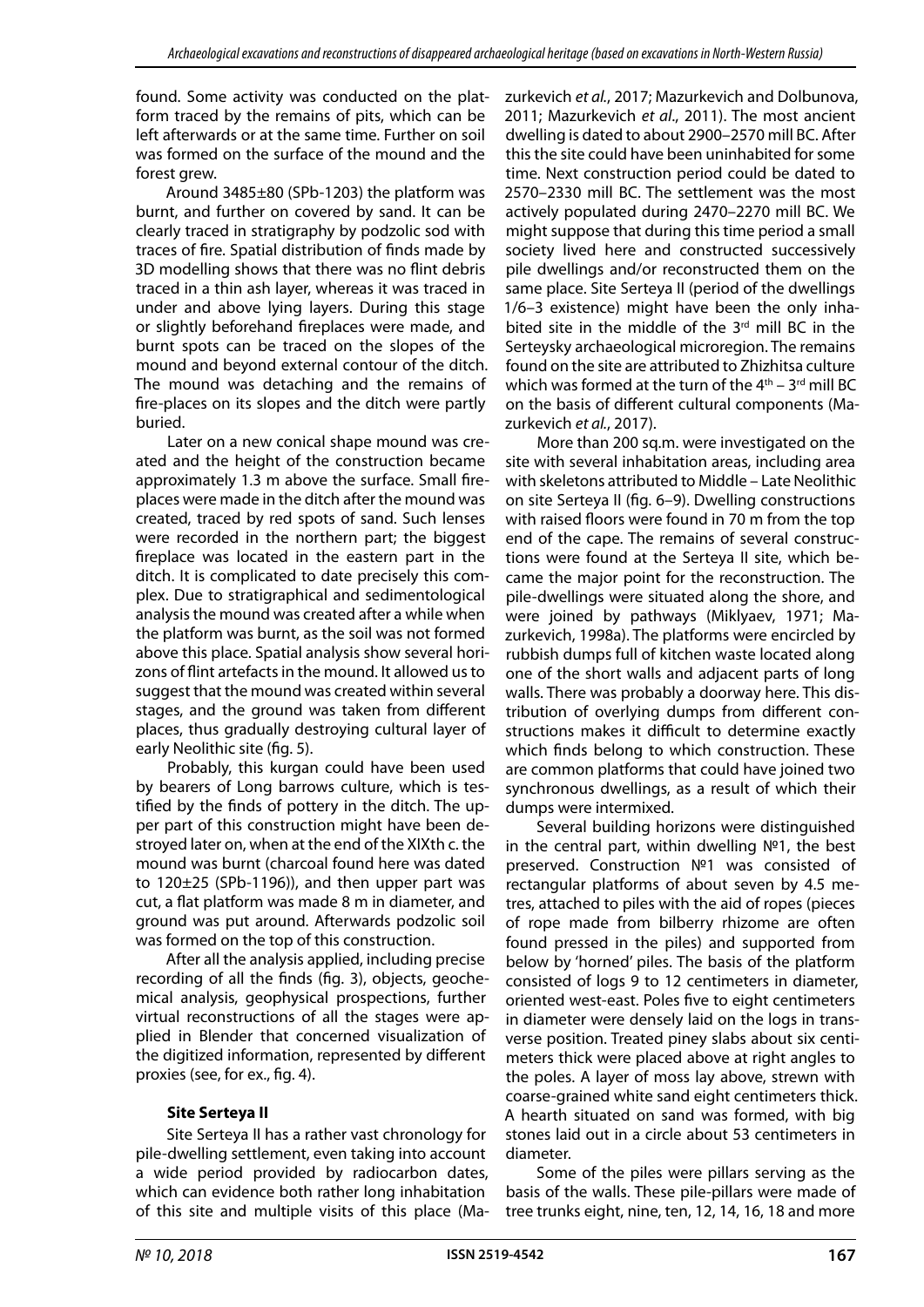found. Some activity was conducted on the platform traced by the remains of pits, which can be left afterwards or at the same time. Further on soil was formed on the surface of the mound and the forest grew.

Around 3485±80 (SPb-1203) the platform was burnt, and further on covered by sand. It can be clearly traced in stratigraphy by podzolic sod with traces of fire. Spatial distribution of finds made by 3D modelling shows that there was no flint debris traced in a thin ash layer, whereas it was traced in under and above lying layers. During this stage or slightly beforehand fireplaces were made, and burnt spots can be traced on the slopes of the mound and beyond external contour of the ditch. The mound was detaching and the remains of fire-places on its slopes and the ditch were partly buried.

Later on a new conical shape mound was created and the height of the construction became approximately 1.3 m above the surface. Small fireplaces were made in the ditch after the mound was created, traced by red spots of sand. Such lenses were recorded in the northern part; the biggest fireplace was located in the eastern part in the ditch. It is complicated to date precisely this complex. Due to stratigraphical and sedimentological analysis the mound was created after a while when the platform was burnt, as the soil was not formed above this place. Spatial analysis show several horizons of flint artefacts in the mound. It allowed us to suggest that the mound was created within several stages, and the ground was taken from different places, thus gradually destroying cultural layer of early Neolithic site (fig. 5).

Probably, this kurgan could have been used by bearers of Long barrows culture, which is testified by the finds of pottery in the ditch. The upper part of this construction might have been destroyed later on, when at the end of the XIXth c. the mound was burnt (charcoal found here was dated to 120±25 (SPb-1196)), and then upper part was cut, a flat platform was made 8 m in diameter, and ground was put around. Afterwards podzolic soil was formed on the top of this construction.

After all the analysis applied, including precise recording of all the finds (fig. 3), objects, geochemical analysis, geophysical prospections, further virtual reconstructions of all the stages were applied in Blender that concerned visualization of the digitized information, represented by different proxies (see, for ex., fig. 4).

### Site Serteya II

Site Serteya II has a rather vast chronology for pile-dwelling settlement, even taking into account a wide period provided by radiocarbon dates, which can evidence both rather long inhabitation of this site and multiple visits of this place (Mazurkevich *et al.*, 2017; Mazurkevich and Dolbunova, 2011; Mazurkevich *et al*., 2011). The most ancient dwelling is dated to about 2900–2570 mill BC. After this the site could have been uninhabited for some time. Next construction period could be dated to 2570–2330 mill BC. The settlement was the most actively populated during 2470–2270 mill BC. We might suppose that during this time period a small society lived here and constructed successively pile dwellings and/or reconstructed them on the same place. Site Serteya II (period of the dwellings 1/6–3 existence) might have been the only inhabited site in the middle of the 3rd mill BC in the Serteysky archaeological microregion. The remains found on the site are attributed to Zhizhitsa culture which was formed at the turn of the 4th – 3rd mill BC on the basis of different cultural components (Mazurkevich *et al.*, 2017).

More than 200 sq.m. were investigated on the site with several inhabitation areas, including area with skeletons attributed to Middle – Late Neolithic on site Serteya II (fig. 6–9). Dwelling constructions with raised floors were found in 70 m from the top end of the cape. The remains of several constructions were found at the Serteya II site, which became the major point for the reconstruction. The pile-dwellings were situated along the shore, and were joined by pathways (Miklyaev, 1971; Mazurkevich, 1998a). The platforms were encircled by rubbish dumps full of kitchen waste located along one of the short walls and adjacent parts of long walls. There was probably a doorway here. This distribution of overlying dumps from different constructions makes it difficult to determine exactly which finds belong to which construction. These are common platforms that could have joined two synchronous dwellings, as a result of which their dumps were intermixed.

Several building horizons were distinguished in the central part, within dwelling №1, the best preserved. Construction №1 was consisted of rectangular platforms of about seven by 4.5 metres, attached to piles with the aid of ropes (pieces of rope made from bilberry rhizome are often found pressed in the piles) and supported from below by 'horned' piles. The basis of the platform consisted of logs 9 to 12 centimeters in diameter, oriented west-east. Poles five to eight centimeters in diameter were densely laid on the logs in transverse position. Treated piney slabs about six centimeters thick were placed above at right angles to the poles. A layer of moss lay above, strewn with coarse-grained white sand eight centimeters thick. A hearth situated on sand was formed, with big stones laid out in a circle about 53 centimeters in diameter.

Some of the piles were pillars serving as the basis of the walls. These pile-pillars were made of tree trunks eight, nine, ten, 12, 14, 16, 18 and more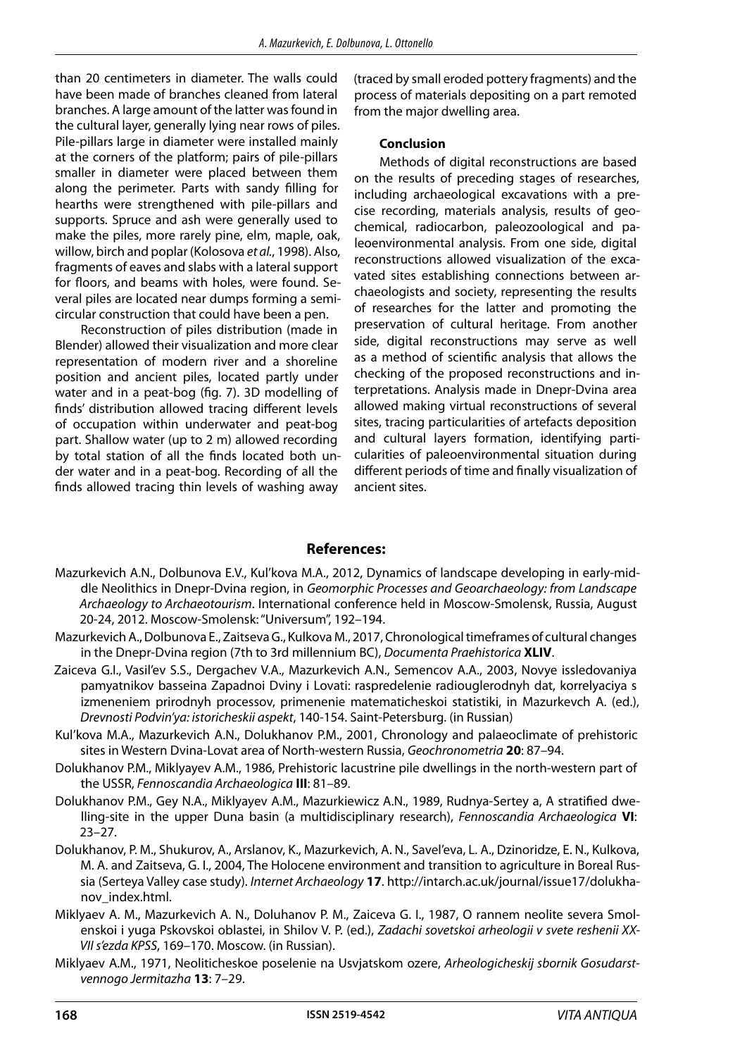than 20 centimeters in diameter. The walls could have been made of branches cleaned from lateral branches. A large amount of the latter was found in the cultural layer, generally lying near rows of piles. Pile-pillars large in diameter were installed mainly at the corners of the platform; pairs of pile-pillars smaller in diameter were placed between them along the perimeter. Parts with sandy filling for hearths were strengthened with pile-pillars and supports. Spruce and ash were generally used to make the piles, more rarely pine, elm, maple, oak, willow, birch and poplar (Kolosova *et al.*, 1998). Also, fragments of eaves and slabs with a lateral support for floors, and beams with holes, were found. Several piles are located near dumps forming a semicircular construction that could have been a pen.

Reconstruction of piles distribution (made in Blender) allowed their visualization and more clear representation of modern river and a shoreline position and ancient piles, located partly under water and in a peat-bog (fig. 7). 3D modelling of finds' distribution allowed tracing different levels of occupation within underwater and peat-bog part. Shallow water (up to 2 m) allowed recording by total station of all the finds located both under water and in a peat-bog. Recording of all the finds allowed tracing thin levels of washing away (traced by small eroded pottery fragments) and the process of materials depositing on a part remoted from the major dwelling area.

### Conclusion

Methods of digital reconstructions are based on the results of preceding stages of researches, including archaeological excavations with a precise recording, materials analysis, results of geochemical, radiocarbon, paleozoological and paleoenvironmental analysis. From one side, digital reconstructions allowed visualization of the excavated sites establishing connections between archaeologists and society, representing the results of researches for the latter and promoting the preservation of cultural heritage. From another side, digital reconstructions may serve as well as a method of scientific analysis that allows the checking of the proposed reconstructions and interpretations. Analysis made in Dnepr-Dvina area allowed making virtual reconstructions of several sites, tracing particularities of artefacts deposition and cultural layers formation, identifying particularities of paleoenvironmental situation during different periods of time and finally visualization of ancient sites.

## References:

Mazurkevich A.N., Dolbunova E.V., Kul'kova M.A., 2012, Dynamics of landscape developing in early-middle Neolithics in Dnepr-Dvina region, in *Geomorphic Processes and Geoarchaeology: from Landscape Archaeology to Archaeotourism*. International conference held in Moscow-Smolensk, Russia, August 20-24, 2012. Moscow-Smolensk: "Universum", 192–194.

Mazurkevich A., Dolbunova E., Zaitseva G., Kulkova M., 2017, Chronological timeframes of cultural changes in the Dnepr-Dvina region (7th to 3rd millennium BC), *Documenta Praehistorica* **XLIV**.

Zaiceva G.I., Vasil'ev S.S., Dergachev V.A., Mazurkevich A.N., Semencov A.A., 2003, Novye issledovaniya pamyatnikov basseina Zapadnoi Dviny i Lovati: raspredelenie radiouglerodnyh dat, korrelyaciya s izmeneniem prirodnyh processov, primenenie matematicheskoi statistiki, in Mazurkevch A. (ed.), *Drevnosti Podvin'ya: istoricheskii aspekt*, 140-154. Saint-Petersburg. (in Russian)

Kul'kova M.A., Mazurkevich A.N., Dolukhanov P.M., 2001, Chronology and palaeoclimate of prehistoric sites in Western Dvina-Lovat area of North-western Russia, *Geochronometria* **20**: 87–94.

Dolukhanov P.M., Miklyayev A.M., 1986, Prehistoric lacustrine pile dwellings in the north-western part of the USSR, *Fennoscandia Archaeologica* **III**: 81–89.

Dolukhanov P.M., Gey N.A., Miklyayev A.M., Mazurkiewicz A.N., 1989, Rudnya-Sertey a, A stratified dwelling-site in the upper Duna basin (a multidisciplinary research), *Fennoscandia Archaeologica* **VI**: 23–27.

Dolukhanov, P. M., Shukurov, A., Arslanov, K., Mazurkevich, A. N., Savel'eva, L. A., Dzinoridze, E. N., Kulkova, M. A. and Zaitseva, G. I., 2004, The Holocene environment and transition to agriculture in Boreal Russia (Serteya Valley case study). *Internet Archaeology* **17**. http://intarch.ac.uk/journal/issue17/dolukhanov_index.html.

Miklyaev A. M., Mazurkevich A. N., Doluhanov P. M., Zaiceva G. I., 1987, O rannem neolite severa Smolenskoi i yuga Pskovskoi oblastei, in Shilov V. P. (ed.), *Zadachi sovetskoi arheologii v svete reshenii XXVII s'ezda KPSS*, 169–170. Moscow. (in Russian).

Miklyaev A.M., 1971, Neoliticheskoe poselenie na Usvjatskom ozere, *Arheologicheskij sbornik Gosudarstvennogo Jermitazha* **13**: 7–29.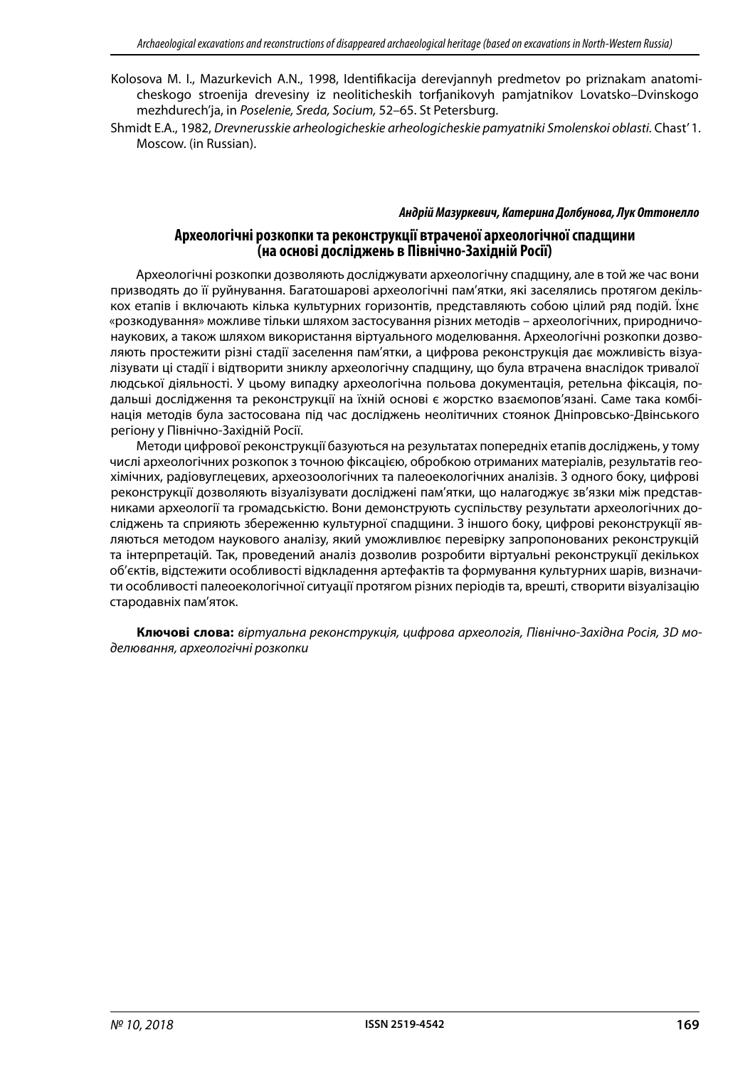Kolosova M. I., Mazurkevich A.N., 1998, Identifikacija derevjannyh predmetov po priznakam anatomicheskogo stroenija drevesiny iz neoliticheskih torfjanikovyh pamjatnikov Lovatsko–Dvinskogo mezhdurech'ja, in *Poselenie, Sreda, Socium,* 52–65. St Petersburg.

Shmidt E.A., 1982, *Drevnerusskie arheologicheskie arheologicheskie pamyatniki Smolenskoi oblasti.* Chast' 1. Moscow. (in Russian).

***Андрій Мазуркевич, Катерина Долбунова, Лук Оттонелло***

## Археологічні розкопки та реконструкції втраченої археологічної спадщини (на основі досліджень в Північно-Західній Росії)

Археологічні розкопки дозволяють досліджувати археологічну спадщину, але в той же час вони призводять до її руйнування. Багатошарові археологічні пам'ятки, які заселялись протягом декількох етапів і включають кілька культурних горизонтів, представляють собою цілий ряд подій. Їхнє «розкодування» можливе тільки шляхом застосування різних методів – археологічних, природничо-наукових, а також шляхом використання віртуального моделювання. Археологічні розкопки дозволяють простежити різні стадії заселення пам'ятки, а цифрова реконструкція дає можливість візуалізувати ці стадії і відтворити зниклу археологічну спадщину, що була втрачена внаслідок тривалої людської діяльності. У цьому випадку археологічна польова документація, ретельна фіксація, подальші дослідження та реконструкції на їхній основі є жорстко взаємопов'язані. Саме така комбінація методів була застосована під час досліджень неолітичних стоянок Дніпровсько-Двінського регіону у Північно-Західній Росії.

Методи цифрової реконструкції базуються на результатах попередніх етапів досліджень, у тому числі археологічних розкопок з точною фіксацією, обробкою отриманих матеріалів, результатів геохімічних, радіовуглецевих, археозоологічних та палеоекологічних аналізів. З одного боку, цифрові реконструкції дозволяють візуалізувати досліджені пам'ятки, що налагоджує зв'язки між представниками археології та громадськістю. Вони демонструють суспільству результати археологічних досліджень та сприяють збереженню культурної спадщини. З іншого боку, цифрові реконструкції являються методом наукового аналізу, який уможливлює перевірку запропонованих реконструкцій та інтерпретацій. Так, проведений аналіз дозволив розробити віртуальні реконструкції декількох об'єктів, відстежити особливості відкладення артефактів та формування культурних шарів, визначити особливості палеоекологічної ситуації протягом різних періодів та, врешті, створити візуалізацію стародавніх пам'яток.

**Ключові слова:** *віртуальна реконструкція, цифрова археологія, Північно-Західна Росія, 3D моделювання, археологічні розкопки*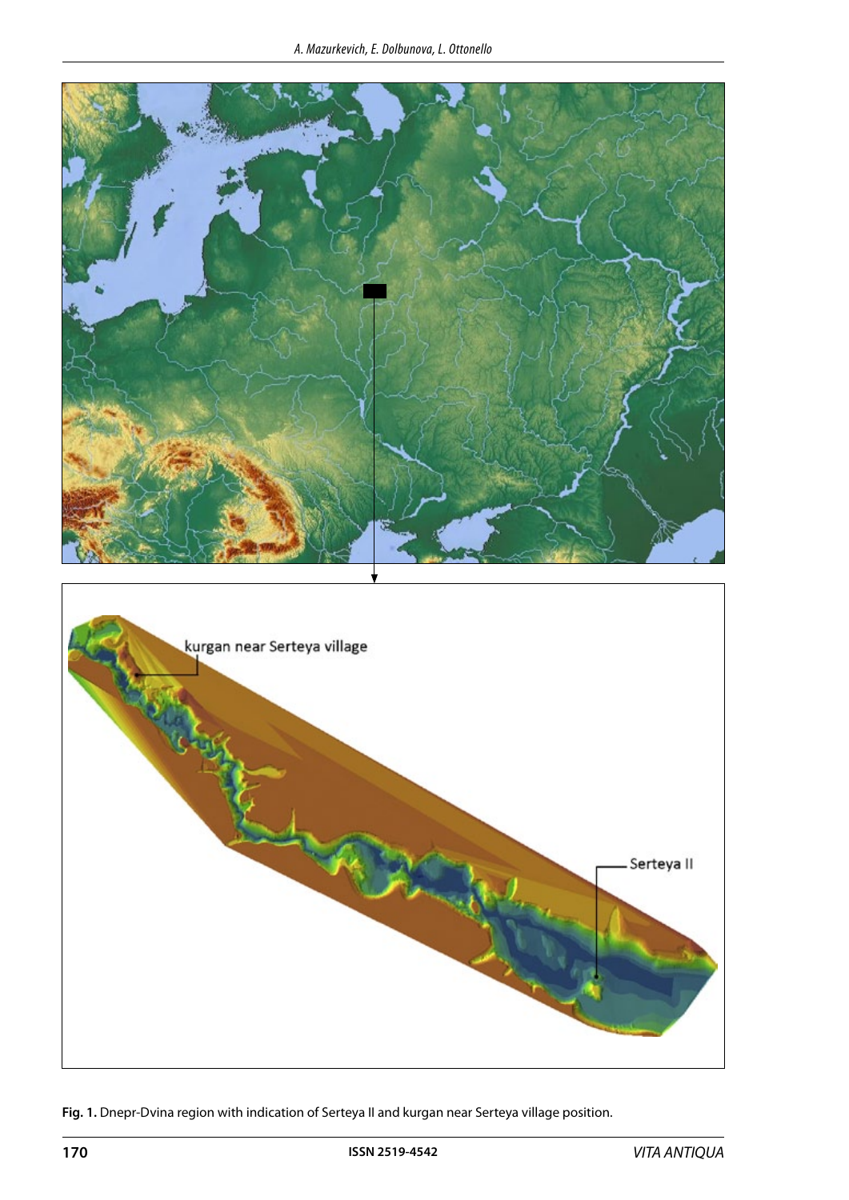Fig. 1. Dnepr-Dvina region with indication of Serteya II and kurgan near Serteya village position.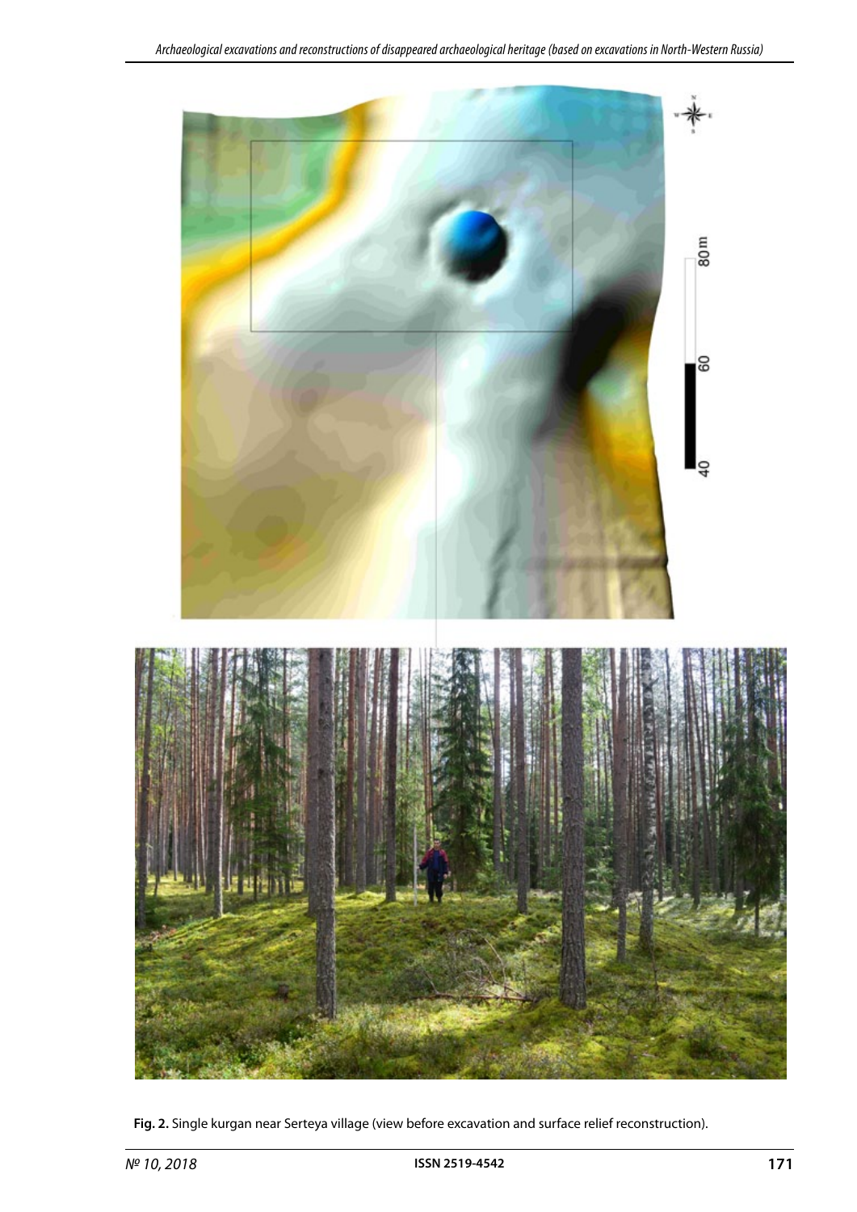Fig. 2. Single kurgan near Serteya village (view before excavation and surface relief reconstruction).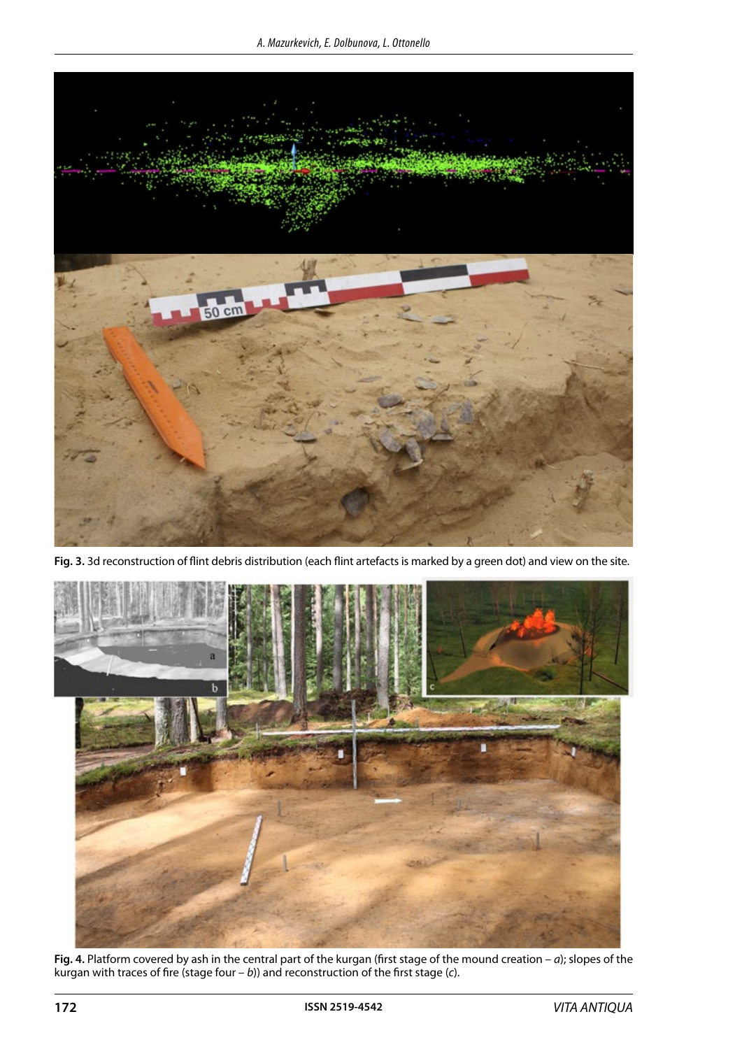**Fig. 3.** 3d reconstruction of flint debris distribution (each flint artefacts is marked by a green dot) and view on the site.

**Fig. 4.** Platform covered by ash in the central part of the kurgan (first stage of the mound creation – *a*); slopes of the kurgan with traces of fire (stage four – *b*)) and reconstruction of the first stage (*c*).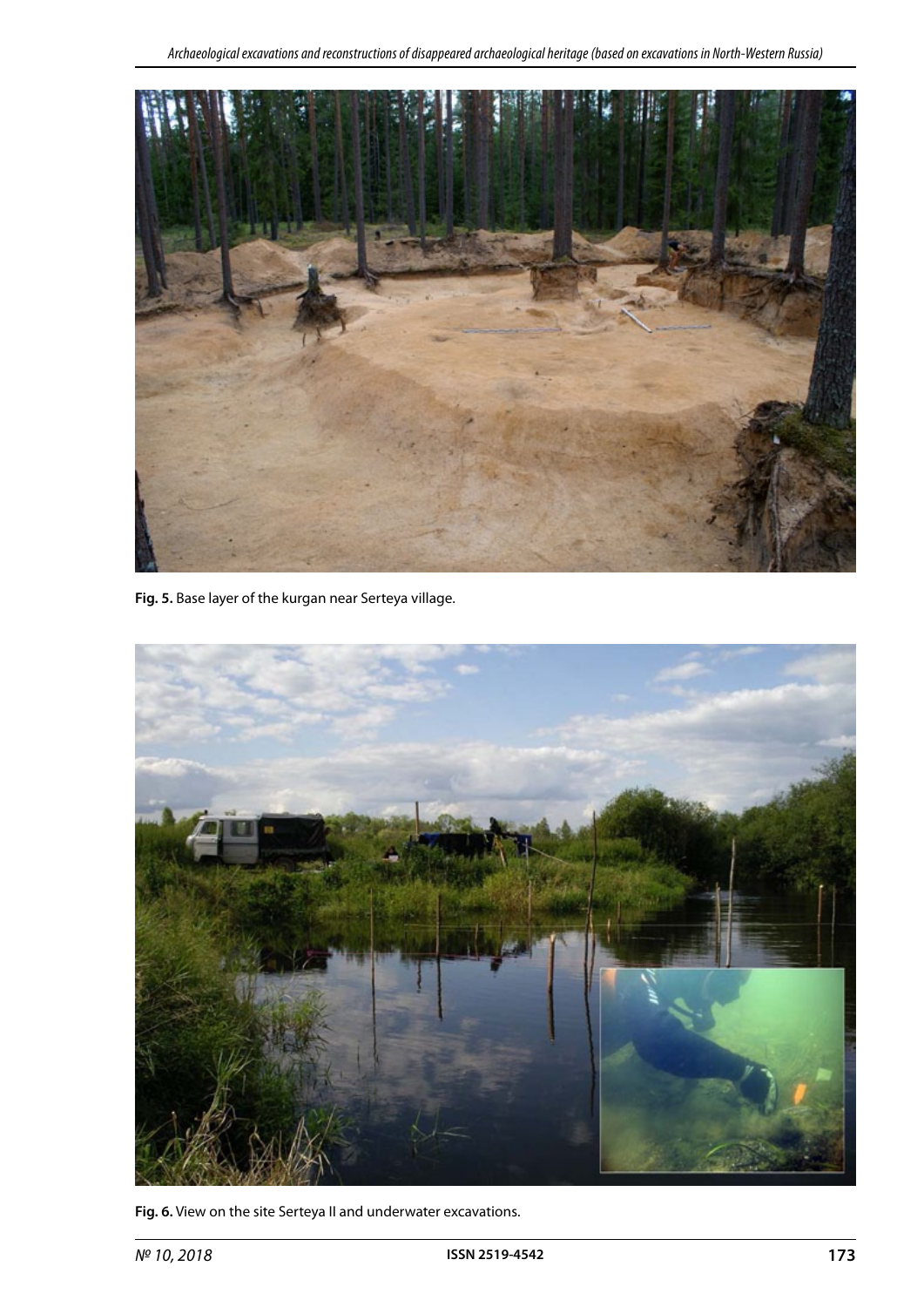Fig. 5. Base layer of the kurgan near Serteya village.

Fig. 6. View on the site Serteya II and underwater excavations.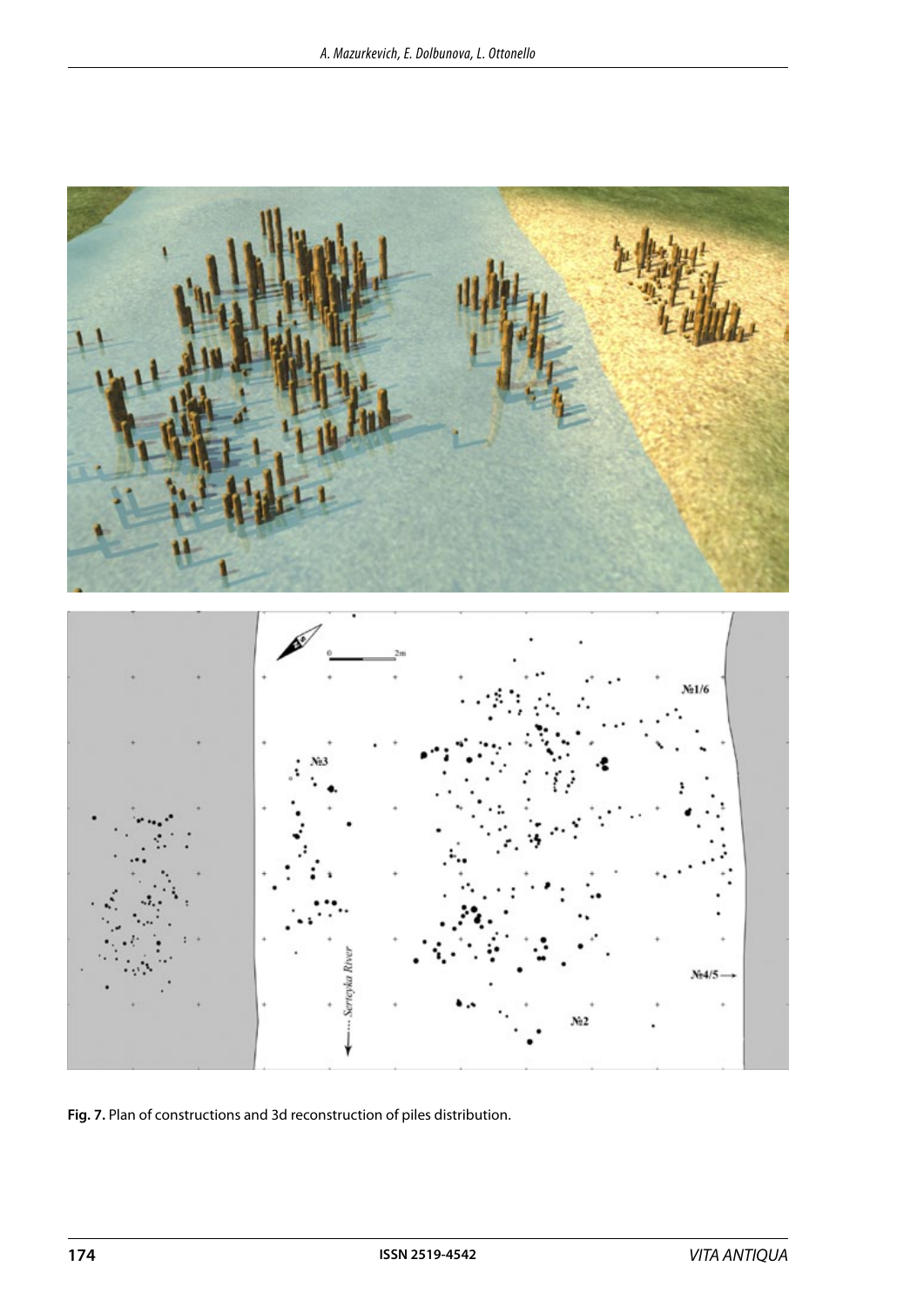**Fig. 7.** Plan of constructions and 3d reconstruction of piles distribution.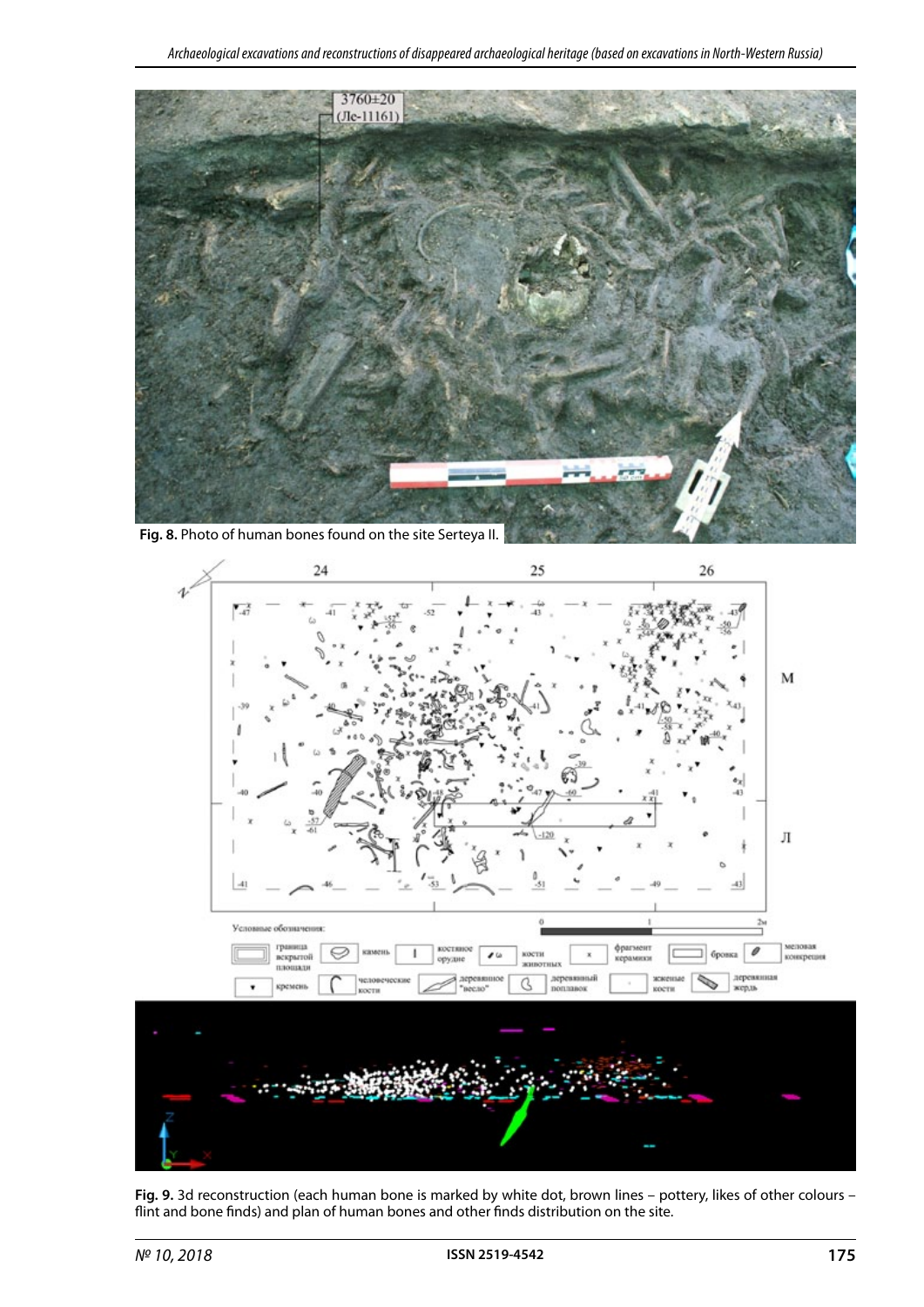Fig. 8. Photo of human bones found on the site Serteya II.

Fig. 9. 3d reconstruction (each human bone is marked by white dot, brown lines – pottery, likes of other colours – flint and bone finds) and plan of human bones and other finds distribution on the site.